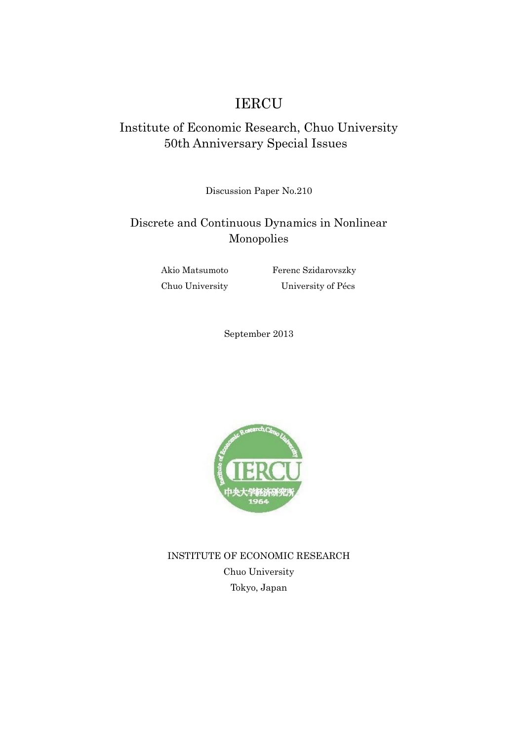# IERCU

## Institute of Economic Research, Chuo University 50th Anniversary Special Issues

Discussion Paper No.210

## Discrete and Continuous Dynamics in Nonlinear Monopolies

Akio Matsumoto
Chuo University

Ferenc Szidarovszky
University of Pécs

September 2013

INSTITUTE OF ECONOMIC RESEARCH
Chuo University
Tokyo, Japan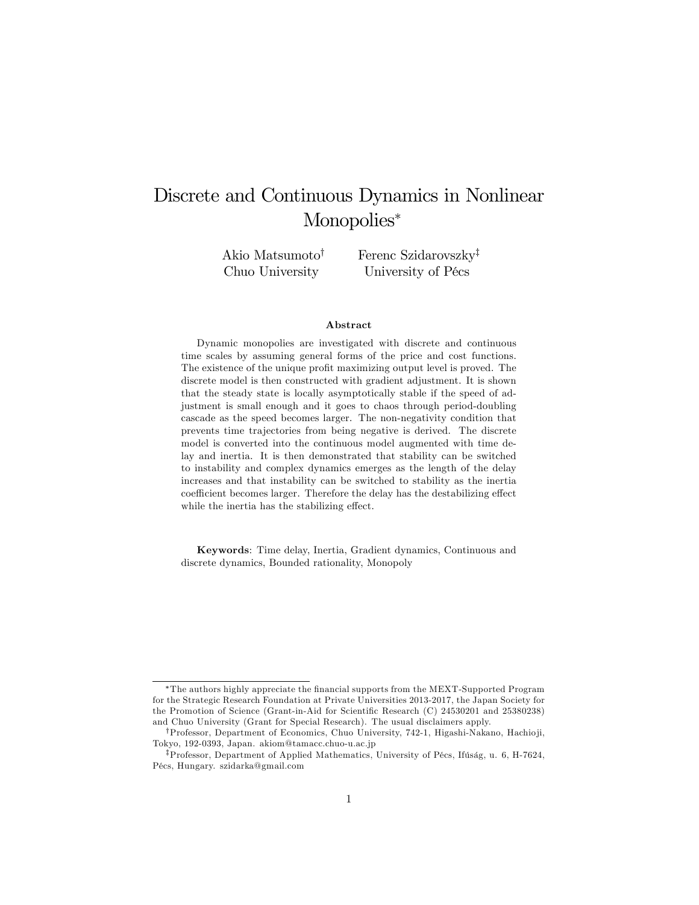# Discrete and Continuous Dynamics in Nonlinear Monopolies*

Akio Matsumoto† Chuo University

Ferenc Szidarovszky‡ University of Pécs

### Abstract

Dynamic monopolies are investigated with discrete and continuous time scales by assuming general forms of the price and cost functions. The existence of the unique profit maximizing output level is proved. The discrete model is then constructed with gradient adjustment. It is shown that the steady state is locally asymptotically stable if the speed of adjustment is small enough and it goes to chaos through period-doubling cascade as the speed becomes larger. The non-negativity condition that prevents time trajectories from being negative is derived. The discrete model is converted into the continuous model augmented with time delay and inertia. It is then demonstrated that stability can be switched to instability and complex dynamics emerges as the length of the delay increases and that instability can be switched to stability as the inertia coefficient becomes larger. Therefore the delay has the destabilizing effect while the inertia has the stabilizing effect.

**Keywords**: Time delay, Inertia, Gradient dynamics, Continuous and discrete dynamics, Bounded rationality, Monopoly

---

*The authors highly appreciate the financial supports from the MEXT-Supported Program for the Strategic Research Foundation at Private Universities 2013-2017, the Japan Society for the Promotion of Science (Grant-in-Aid for Scientific Research (C) 24530201 and 25380238) and Chuo University (Grant for Special Research). The usual disclaimers apply.

†Professor, Department of Economics, Chuo University, 742-1, Higashi-Nakano, Hachioji, Tokyo, 192-0393, Japan. akiom@tamacc.chuo-u.ac.jp

‡Professor, Department of Applied Mathematics, University of Pécs, Ifúság, u. 6, H-7624, Pécs, Hungary. szidarka@gmail.com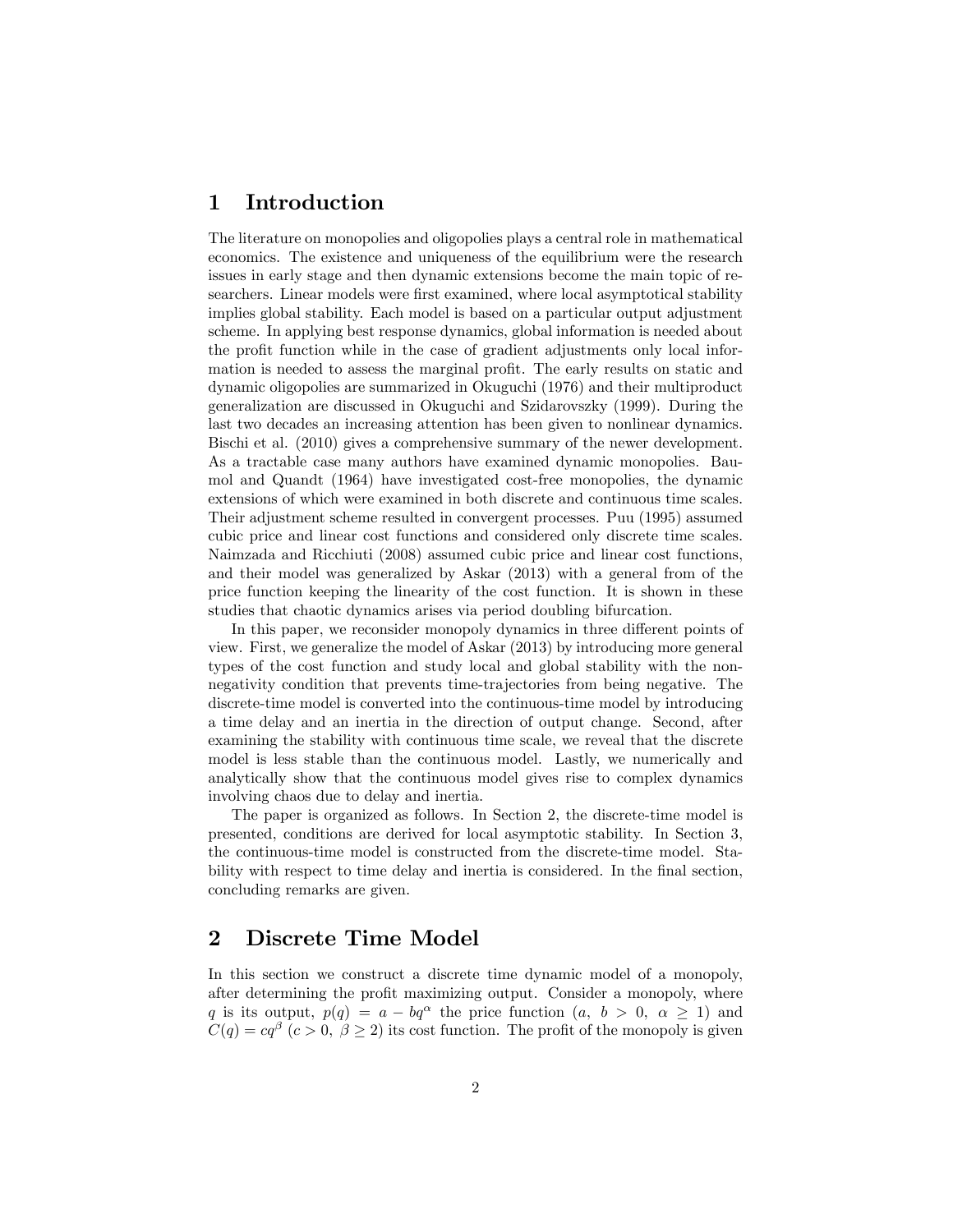# 1 Introduction

The literature on monopolies and oligopolies plays a central role in mathematical economics. The existence and uniqueness of the equilibrium were the research issues in early stage and then dynamic extensions become the main topic of researchers. Linear models were first examined, where local asymptotical stability implies global stability. Each model is based on a particular output adjustment scheme. In applying best response dynamics, global information is needed about the profit function while in the case of gradient adjustments only local information is needed to assess the marginal profit. The early results on static and dynamic oligopolies are summarized in Okuguchi (1976) and their multiproduct generalization are discussed in Okuguchi and Szidarovszky (1999). During the last two decades an increasing attention has been given to nonlinear dynamics. Bischi et al. (2010) gives a comprehensive summary of the newer development. As a tractable case many authors have examined dynamic monopolies. Baumol and Quandt (1964) have investigated cost-free monopolies, the dynamic extensions of which were examined in both discrete and continuous time scales. Their adjustment scheme resulted in convergent processes. Puu (1995) assumed cubic price and linear cost functions and considered only discrete time scales. Naimzada and Ricchiuti (2008) assumed cubic price and linear cost functions, and their model was generalized by Askar (2013) with a general from of the price function keeping the linearity of the cost function. It is shown in these studies that chaotic dynamics arises via period doubling bifurcation.

In this paper, we reconsider monopoly dynamics in three different points of view. First, we generalize the model of Askar (2013) by introducing more general types of the cost function and study local and global stability with the nonnegativity condition that prevents time-trajectories from being negative. The discrete-time model is converted into the continuous-time model by introducing a time delay and an inertia in the direction of output change. Second, after examining the stability with continuous time scale, we reveal that the discrete model is less stable than the continuous model. Lastly, we numerically and analytically show that the continuous model gives rise to complex dynamics involving chaos due to delay and inertia.

The paper is organized as follows. In Section 2, the discrete-time model is presented, conditions are derived for local asymptotic stability. In Section 3, the continuous-time model is constructed from the discrete-time model. Stability with respect to time delay and inertia is considered. In the final section, concluding remarks are given.

# 2 Discrete Time Model

In this section we construct a discrete time dynamic model of a monopoly, after determining the profit maximizing output. Consider a monopoly, where $q$ is its output, $p(q) = a - bq^{\alpha}$ the price function ($a,\ b > 0,\ \alpha \geq 1$) and $C(q) = cq^{\beta}$ ($c > 0,\ \beta \geq 2$) its cost function. The profit of the monopoly is given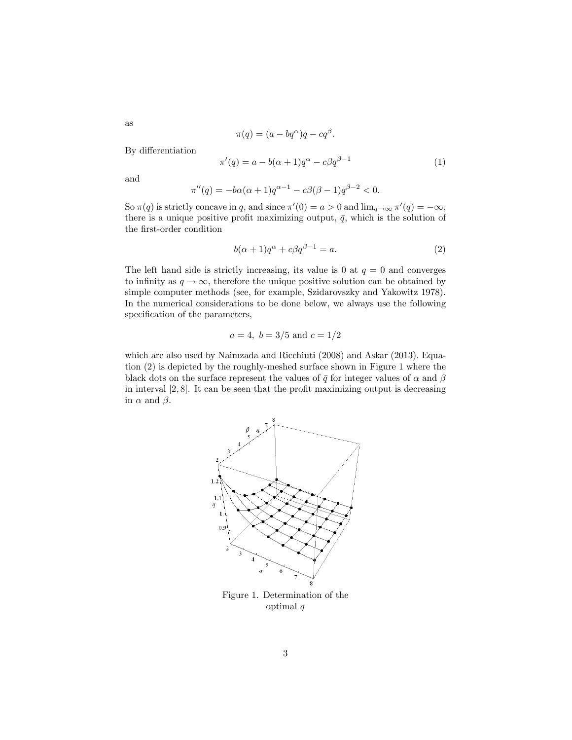as

$$\pi(q) = (a - bq^{\alpha})q - cq^{\beta}.$$

By differentiation

$$\pi'(q) = a - b(\alpha + 1)q^{\alpha} - c\beta q^{\beta - 1} \tag{1}$$

and

$$\pi''(q) = -b\alpha(\alpha + 1)q^{\alpha - 1} - c\beta(\beta - 1)q^{\beta - 2} < 0.$$

So $\pi(q)$ is strictly concave in $q$, and since $\pi'(0) = a > 0$ and $\lim_{q \to \infty} \pi'(q) = -\infty$, there is a unique positive profit maximizing output, $\bar{q}$, which is the solution of the first-order condition

$$b(\alpha + 1)q^{\alpha} + c\beta q^{\beta - 1} = a. \tag{2}$$

The left hand side is strictly increasing, its value is 0 at $q = 0$ and converges to infinity as $q \to \infty$, therefore the unique positive solution can be obtained by simple computer methods (see, for example, Szidarovszky and Yakowitz 1978). In the numerical considerations to be done below, we always use the following specification of the parameters,

$$a = 4, \; b = 3/5 \text{ and } c = 1/2$$

which are also used by Naimzada and Ricchiuti (2008) and Askar (2013). Equation (2) is depicted by the roughly-meshed surface shown in Figure 1 where the black dots on the surface represent the values of $\bar{q}$ for integer values of $\alpha$ and $\beta$ in interval $[2, 8]$. It can be seen that the profit maximizing output is decreasing in $\alpha$ and $\beta$.

β
2 3 4 5 6 7 8
q
1.2
1.1
1
0.9
α
2 3 4 5 6 7 8

Figure 1. Determination of the optimal $q$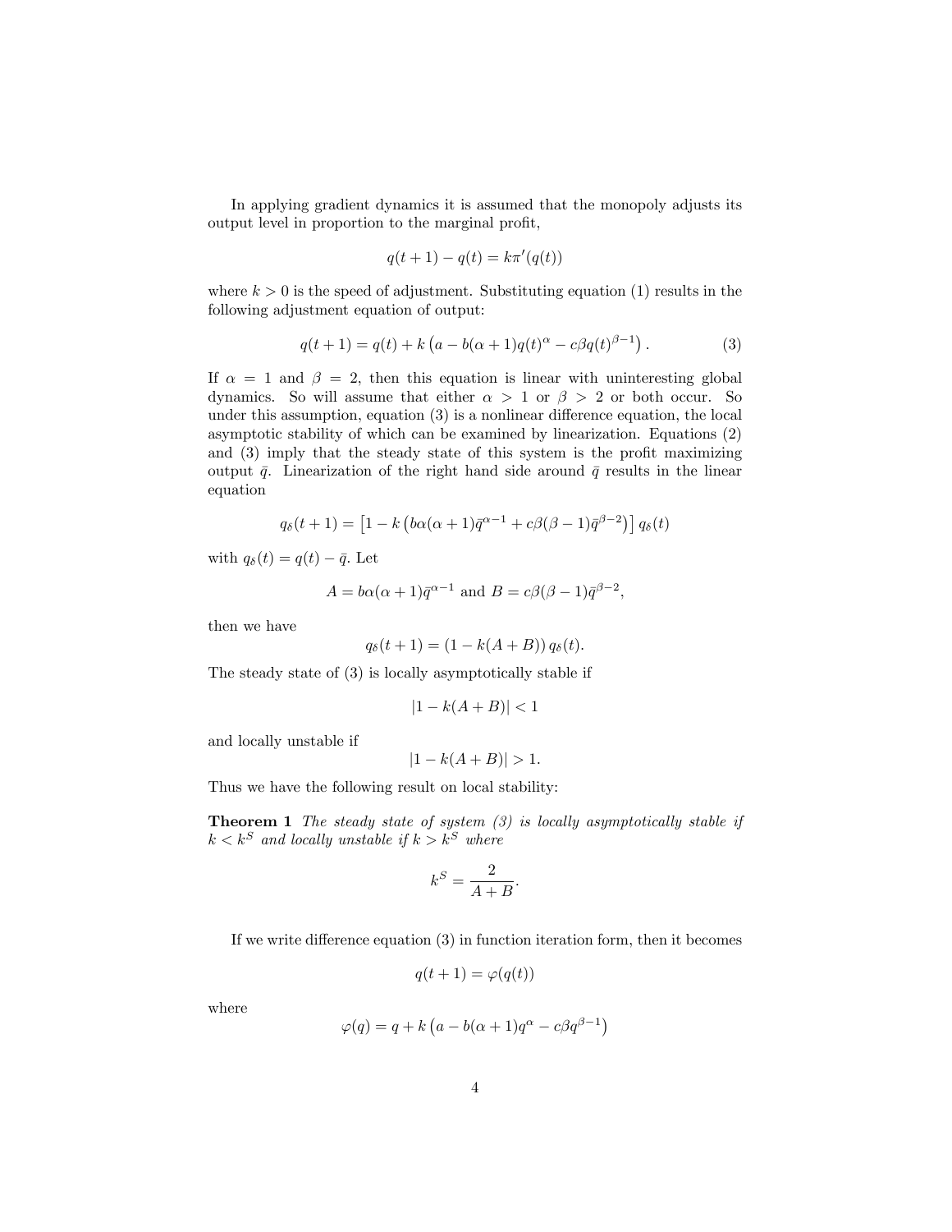In applying gradient dynamics it is assumed that the monopoly adjusts its output level in proportion to the marginal profit,

$$q(t+1) - q(t) = k\pi'(q(t))$$

where $k > 0$ is the speed of adjustment. Substituting equation (1) results in the following adjustment equation of output:

$$q(t+1) = q(t) + k\left(a - b(\alpha+1)q(t)^{\alpha} - c\beta q(t)^{\beta-1}\right). \tag{3}$$

If $\alpha = 1$ and $\beta = 2$, then this equation is linear with uninteresting global dynamics. So will assume that either $\alpha > 1$ or $\beta > 2$ or both occur. So under this assumption, equation (3) is a nonlinear difference equation, the local asymptotic stability of which can be examined by linearization. Equations (2) and (3) imply that the steady state of this system is the profit maximizing output $\bar{q}$. Linearization of the right hand side around $\bar{q}$ results in the linear equation

$$q_{\delta}(t+1) = \left[1 - k\left(b\alpha(\alpha+1)\bar{q}^{\alpha-1} + c\beta(\beta-1)\bar{q}^{\beta-2}\right)\right] q_{\delta}(t)$$

with $q_{\delta}(t) = q(t) - \bar{q}$. Let

$$A = b\alpha(\alpha+1)\bar{q}^{\alpha-1} \text{ and } B = c\beta(\beta-1)\bar{q}^{\beta-2},$$

then we have

$$q_{\delta}(t+1) = \left(1 - k(A+B)\right) q_{\delta}(t).$$

The steady state of (3) is locally asymptotically stable if

$$|1 - k(A+B)| < 1$$

and locally unstable if

$$|1 - k(A+B)| > 1.$$

Thus we have the following result on local stability:

**Theorem 1** *The steady state of system (3) is locally asymptotically stable if $k < k^S$ and locally unstable if $k > k^S$ where*

$$k^S = \frac{2}{A+B}.$$

If we write difference equation (3) in function iteration form, then it becomes

$$q(t+1) = \varphi(q(t))$$

where

$$\varphi(q) = q + k\left(a - b(\alpha+1)q^{\alpha} - c\beta q^{\beta-1}\right)$$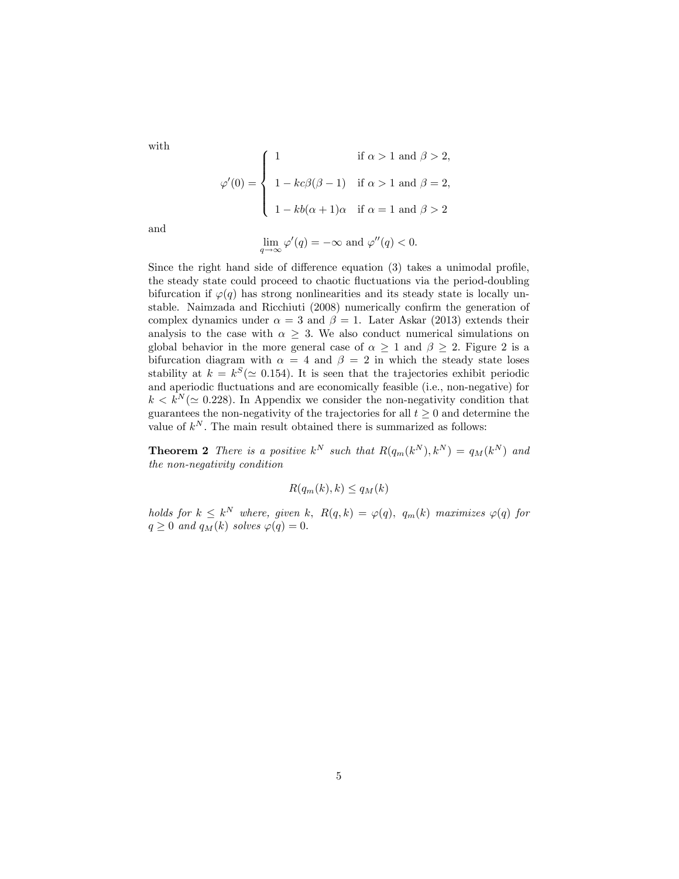with

$$
\varphi'(0) = \begin{cases} 1 & \text{if } \alpha > 1 \text{ and } \beta > 2, \\ \\ 1 - kc\beta(\beta - 1) & \text{if } \alpha > 1 \text{ and } \beta = 2, \\ \\ 1 - kb(\alpha + 1)\alpha & \text{if } \alpha = 1 \text{ and } \beta > 2 \end{cases}
$$

and

$$
\lim_{q \to \infty} \varphi'(q) = -\infty \text{ and } \varphi''(q) < 0.
$$

Since the right hand side of difference equation (3) takes a unimodal profile, the steady state could proceed to chaotic fluctuations via the period-doubling bifurcation if $\varphi(q)$ has strong nonlinearities and its steady state is locally unstable. Naimzada and Ricchiuti (2008) numerically confirm the generation of complex dynamics under $\alpha = 3$ and $\beta = 1$. Later Askar (2013) extends their analysis to the case with $\alpha \geq 3$. We also conduct numerical simulations on global behavior in the more general case of $\alpha \geq 1$ and $\beta \geq 2$. Figure 2 is a bifurcation diagram with $\alpha = 4$ and $\beta = 2$ in which the steady state loses stability at $k = k^S (\simeq 0.154)$. It is seen that the trajectories exhibit periodic and aperiodic fluctuations and are economically feasible (i.e., non-negative) for $k < k^N (\simeq 0.228)$. In Appendix we consider the non-negativity condition that guarantees the non-negativity of the trajectories for all $t \geq 0$ and determine the value of $k^N$. The main result obtained there is summarized as follows:

**Theorem 2** *There is a positive $k^N$ such that $R(q_m(k^N), k^N) = q_M(k^N)$ and the non-negativity condition*

$$
R(q_m(k), k) \leq q_M(k)
$$

*holds for $k \leq k^N$ where, given $k$, $R(q, k) = \varphi(q)$, $q_m(k)$ maximizes $\varphi(q)$ for $q \geq 0$ and $q_M(k)$ solves $\varphi(q) = 0$.*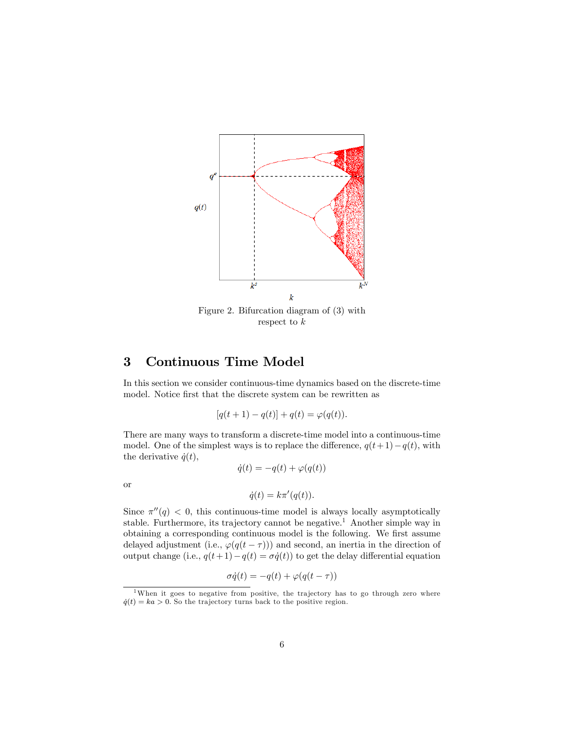$q^e$

$q(t)$

$k^S$

$k^N$

$k$

Figure 2. Bifurcation diagram of (3) with respect to $k$

## 3 Continuous Time Model

In this section we consider continuous-time dynamics based on the discrete-time model. Notice first that the discrete system can be rewritten as

$$[q(t+1) - q(t)] + q(t) = \varphi(q(t)).$$

There are many ways to transform a discrete-time model into a continuous-time model. One of the simplest ways is to replace the difference, $q(t+1)-q(t)$, with the derivative $\dot{q}(t)$,

$$\dot{q}(t) = -q(t) + \varphi(q(t))$$

or

$$\dot{q}(t) = k\pi'(q(t)).$$

Since $\pi''(q) < 0$, this continuous-time model is always locally asymptotically stable. Furthermore, its trajectory cannot be negative.[1] Another simple way in obtaining a corresponding continuous model is the following. We first assume delayed adjustment (i.e., $\varphi(q(t-\tau))$) and second, an inertia in the direction of output change (i.e., $q(t+1)-q(t) = \sigma\dot{q}(t)$) to get the delay differential equation

$$\sigma\dot{q}(t) = -q(t) + \varphi(q(t-\tau))$$

[1] When it goes to negative from positive, the trajectory has to go through zero where $\dot{q}(t) = ka > 0$. So the trajectory turns back to the positive region.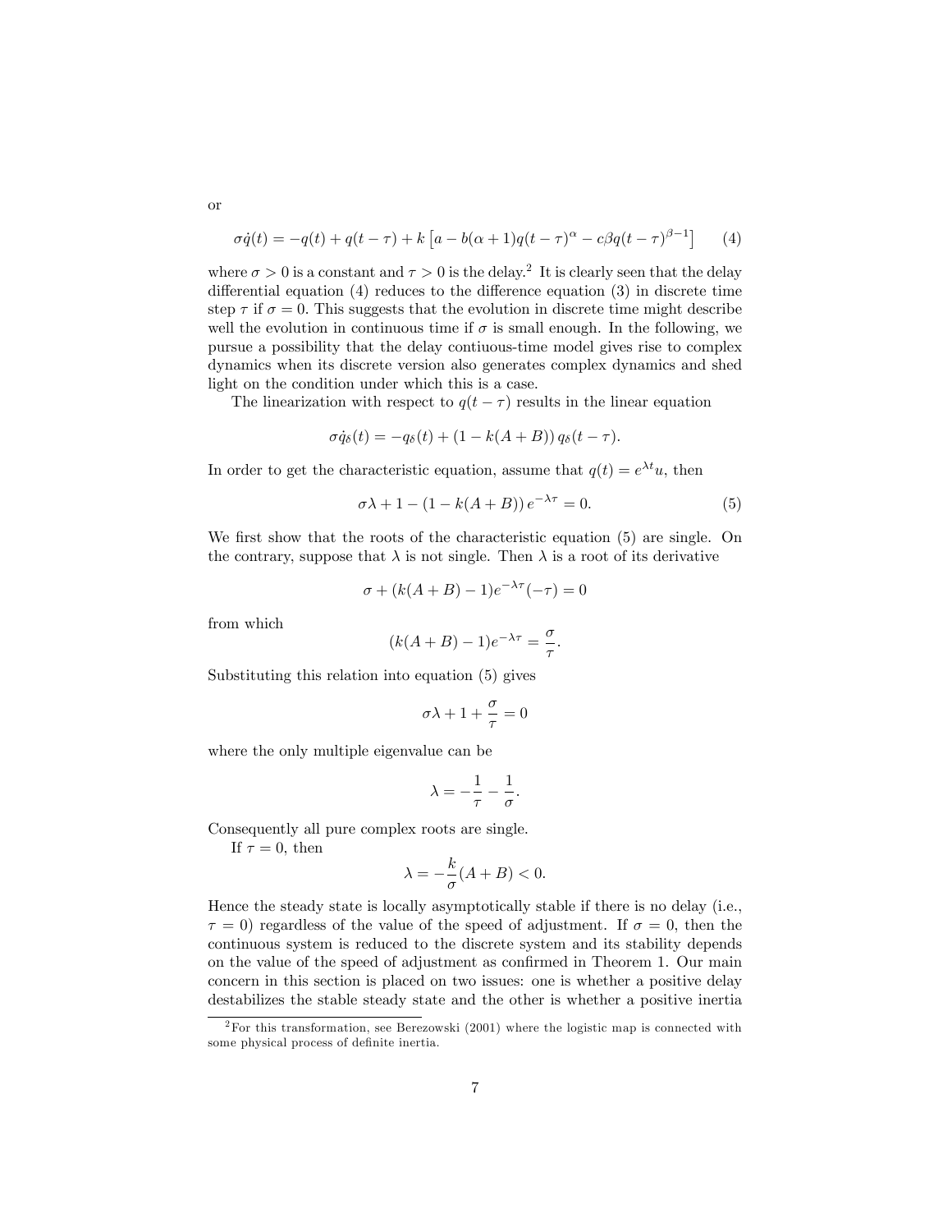or

$$\sigma \dot{q}(t) = -q(t) + q(t-\tau) + k\left[a - b(\alpha+1)q(t-\tau)^{\alpha} - c\beta q(t-\tau)^{\beta-1}\right] \tag{4}$$

where $\sigma > 0$ is a constant and $\tau > 0$ is the delay.[2] It is clearly seen that the delay differential equation (4) reduces to the difference equation (3) in discrete time step $\tau$ if $\sigma = 0$. This suggests that the evolution in discrete time might describe well the evolution in continuous time if $\sigma$ is small enough. In the following, we pursue a possibility that the delay contiuous-time model gives rise to complex dynamics when its discrete version also generates complex dynamics and shed light on the condition under which this is a case.

The linearization with respect to $q(t-\tau)$ results in the linear equation

$$\sigma \dot{q}_{\delta}(t) = -q_{\delta}(t) + (1 - k(A+B))\, q_{\delta}(t-\tau).$$

In order to get the characteristic equation, assume that $q(t) = e^{\lambda t}u$, then

$$\sigma\lambda + 1 - (1 - k(A+B))\, e^{-\lambda\tau} = 0. \tag{5}$$

We first show that the roots of the characteristic equation (5) are single. On the contrary, suppose that $\lambda$ is not single. Then $\lambda$ is a root of its derivative

$$\sigma + (k(A+B) - 1)e^{-\lambda\tau}(-\tau) = 0$$

from which

$$(k(A+B) - 1)e^{-\lambda\tau} = \frac{\sigma}{\tau}.$$

Substituting this relation into equation (5) gives

$$\sigma\lambda + 1 + \frac{\sigma}{\tau} = 0$$

where the only multiple eigenvalue can be

$$\lambda = -\frac{1}{\tau} - \frac{1}{\sigma}.$$

Consequently all pure complex roots are single.

If $\tau = 0$, then

$$\lambda = -\frac{k}{\sigma}(A+B) < 0.$$

Hence the steady state is locally asymptotically stable if there is no delay (i.e., $\tau = 0$) regardless of the value of the speed of adjustment. If $\sigma = 0$, then the continuous system is reduced to the discrete system and its stability depends on the value of the speed of adjustment as confirmed in Theorem 1. Our main concern in this section is placed on two issues: one is whether a positive delay destabilizes the stable steady state and the other is whether a positive inertia

[2] For this transformation, see Berezowski (2001) where the logistic map is connected with some physical process of definite inertia.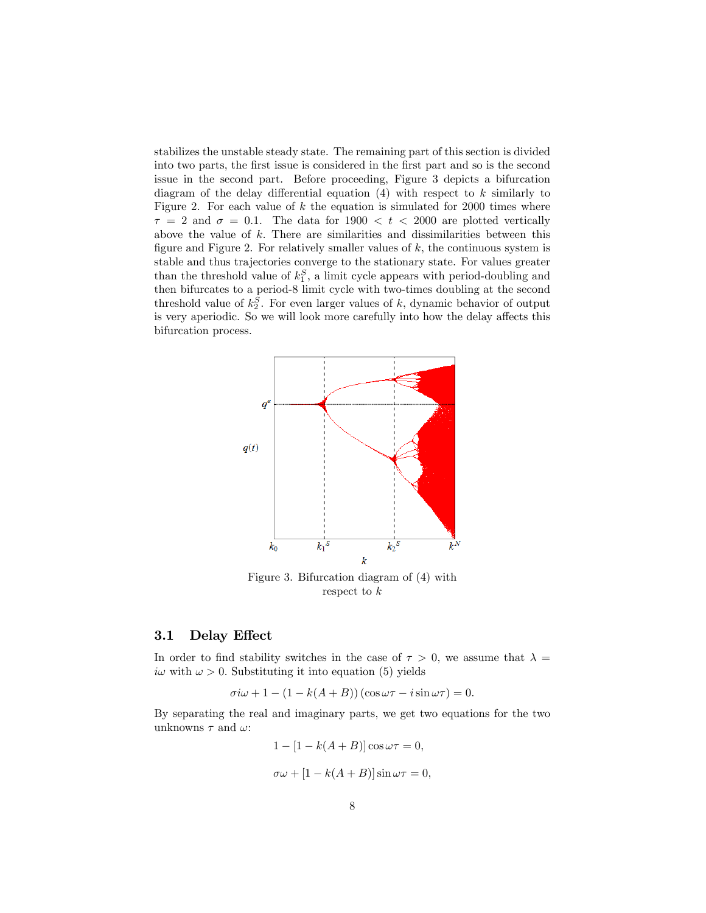stabilizes the unstable steady state. The remaining part of this section is divided into two parts, the first issue is considered in the first part and so is the second issue in the second part. Before proceeding, Figure 3 depicts a bifurcation diagram of the delay differential equation (4) with respect to $k$ similarly to Figure 2. For each value of $k$ the equation is simulated for 2000 times where $\tau = 2$ and $\sigma = 0.1$. The data for $1900 < t < 2000$ are plotted vertically above the value of $k$. There are similarities and dissimilarities between this figure and Figure 2. For relatively smaller values of $k$, the continuous system is stable and thus trajectories converge to the stationary state. For values greater than the threshold value of $k_1^S$, a limit cycle appears with period-doubling and then bifurcates to a period-8 limit cycle with two-times doubling at the second threshold value of $k_2^S$. For even larger values of $k$, dynamic behavior of output is very aperiodic. So we will look more carefully into how the delay affects this bifurcation process.

$q^e$

$q(t)$

$k_0$ $k_1{}^S$ $k_2{}^S$ $k^N$

$k$

Figure 3. Bifurcation diagram of (4) with respect to $k$

### 3.1 Delay Effect

In order to find stability switches in the case of $\tau > 0$, we assume that $\lambda = i\omega$ with $\omega > 0$. Substituting it into equation (5) yields

$$\sigma i\omega + 1 - (1 - k(A + B))(\cos \omega\tau - i \sin \omega\tau) = 0.$$

By separating the real and imaginary parts, we get two equations for the two unknowns $\tau$ and $\omega$:

$$1 - [1 - k(A + B)] \cos \omega\tau = 0,$$

$$\sigma\omega + [1 - k(A + B)] \sin \omega\tau = 0,$$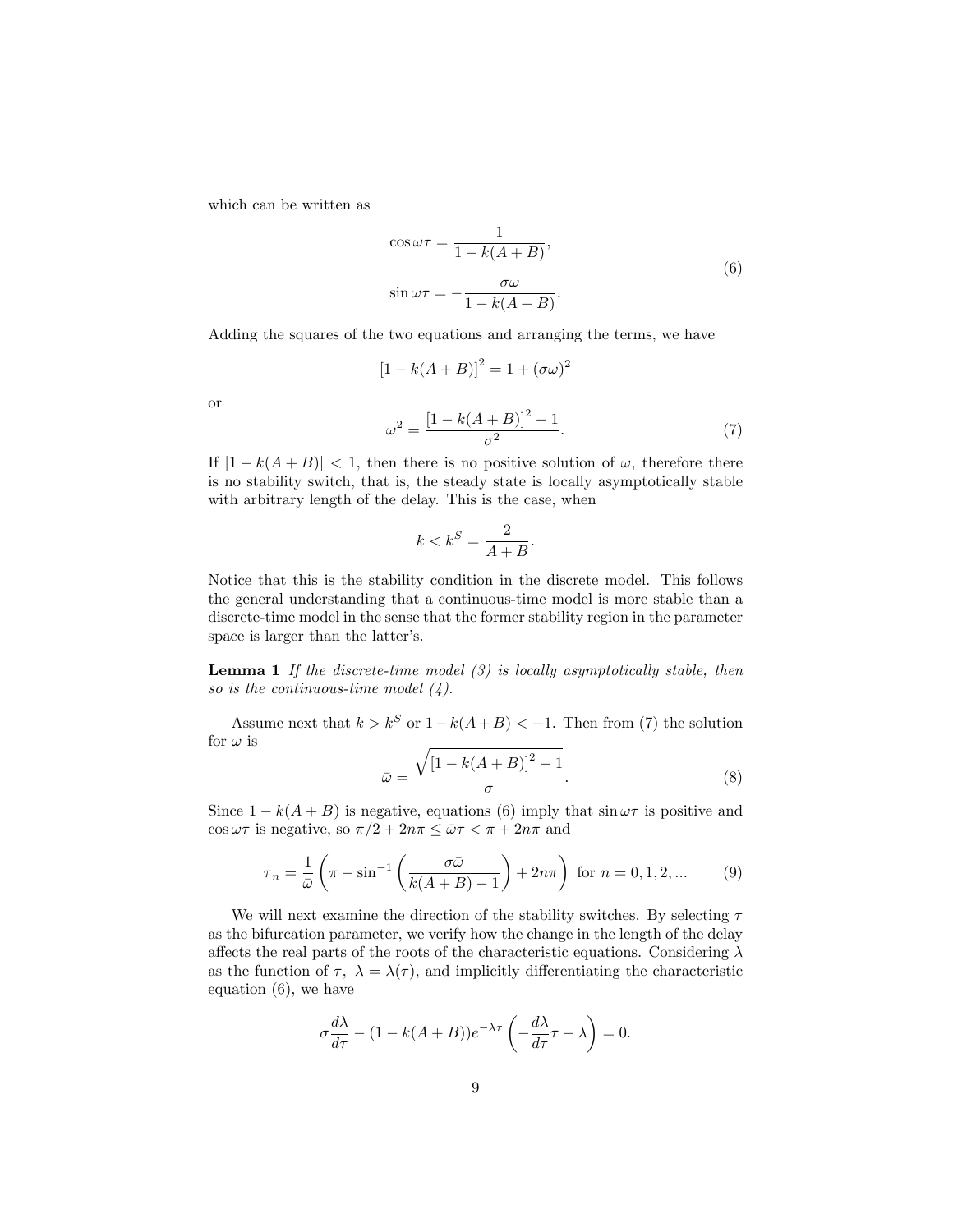which can be written as

$$
\begin{aligned}
\cos \omega\tau &= \frac{1}{1 - k(A + B)}, \\
\sin \omega\tau &= -\frac{\sigma\omega}{1 - k(A + B)}.
\end{aligned}
\tag{6}
$$

Adding the squares of the two equations and arranging the terms, we have

$$
[1 - k(A + B)]^2 = 1 + (\sigma\omega)^2
$$

or

$$
\omega^2 = \frac{[1 - k(A + B)]^2 - 1}{\sigma^2}. \tag{7}
$$

If $|1 - k(A + B)| < 1$, then there is no positive solution of $\omega$, therefore there is no stability switch, that is, the steady state is locally asymptotically stable with arbitrary length of the delay. This is the case, when

$$
k < k^S = \frac{2}{A + B}.
$$

Notice that this is the stability condition in the discrete model. This follows the general understanding that a continuous-time model is more stable than a discrete-time model in the sense that the former stability region in the parameter space is larger than the latter's.

**Lemma 1** *If the discrete-time model (3) is locally asymptotically stable, then so is the continuous-time model (4).*

Assume next that $k > k^S$ or $1 - k(A + B) < -1$. Then from (7) the solution for $\omega$ is

$$
\bar{\omega} = \frac{\sqrt{[1 - k(A + B)]^2 - 1}}{\sigma}. \tag{8}
$$

Since $1 - k(A + B)$ is negative, equations (6) imply that $\sin \omega\tau$ is positive and $\cos \omega\tau$ is negative, so $\pi/2 + 2n\pi \leq \bar{\omega}\tau < \pi + 2n\pi$ and

$$
\tau_n = \frac{1}{\bar{\omega}} \left( \pi - \sin^{-1} \left( \frac{\sigma\bar{\omega}}{k(A + B) - 1} \right) + 2n\pi \right) \text{ for } n = 0, 1, 2, ... \tag{9}
$$

We will next examine the direction of the stability switches. By selecting $\tau$ as the bifurcation parameter, we verify how the change in the length of the delay affects the real parts of the roots of the characteristic equations. Considering $\lambda$ as the function of $\tau$, $\lambda = \lambda(\tau)$, and implicitly differentiating the characteristic equation (6), we have

$$
\sigma \frac{d\lambda}{d\tau} - (1 - k(A + B))e^{-\lambda\tau} \left( -\frac{d\lambda}{d\tau}\tau - \lambda \right) = 0.
$$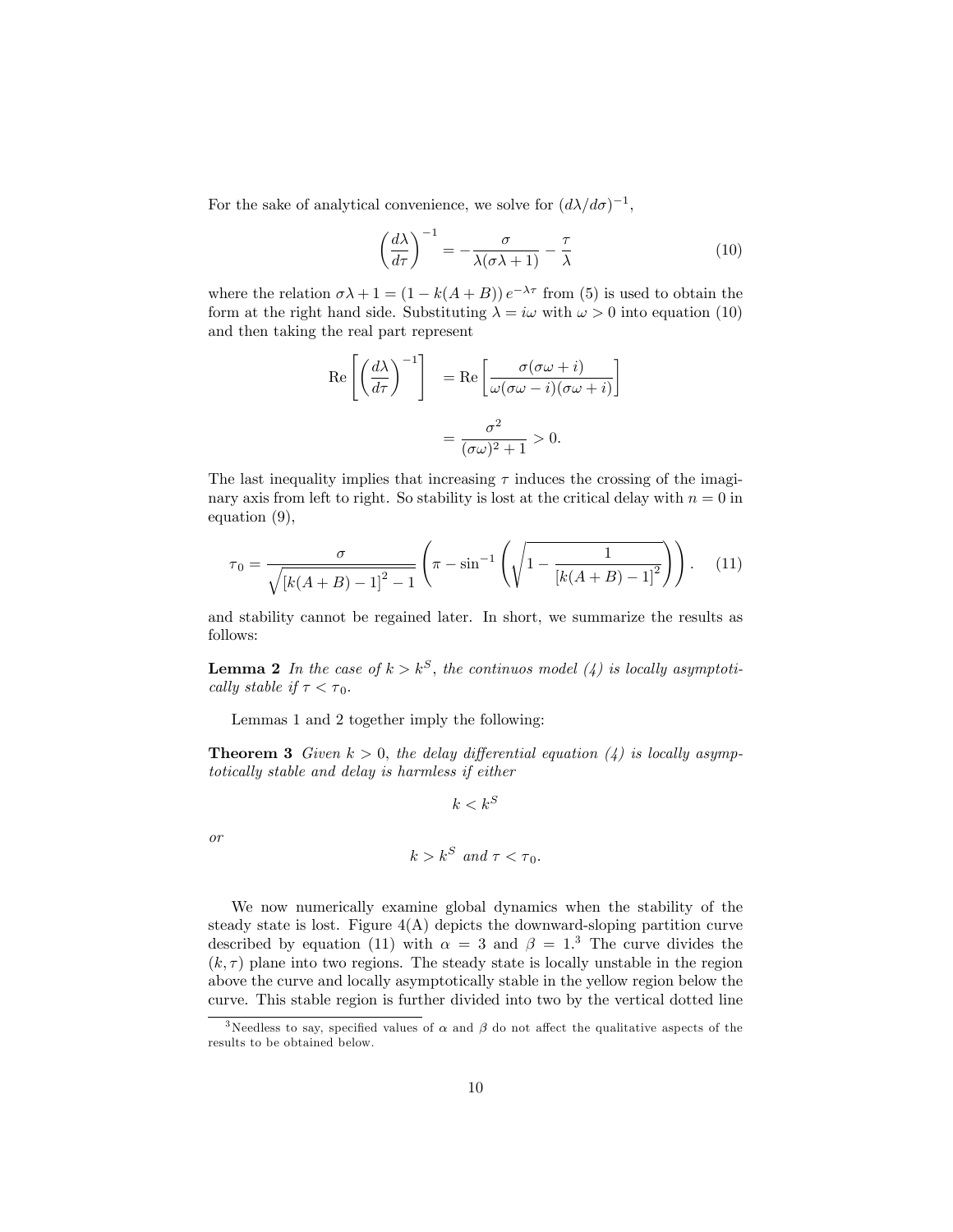For the sake of analytical convenience, we solve for $(d\lambda/d\sigma)^{-1}$,

$$\left(\frac{d\lambda}{d\tau}\right)^{-1} = -\frac{\sigma}{\lambda(\sigma\lambda+1)} - \frac{\tau}{\lambda} \tag{10}$$

where the relation $\sigma\lambda + 1 = (1 - k(A+B))\, e^{-\lambda\tau}$ from (5) is used to obtain the form at the right hand side. Substituting $\lambda = i\omega$ with $\omega > 0$ into equation (10) and then taking the real part represent

$$\begin{aligned}
\text{Re}\left[\left(\frac{d\lambda}{d\tau}\right)^{-1}\right] &= \text{Re}\left[\frac{\sigma(\sigma\omega+i)}{\omega(\sigma\omega-i)(\sigma\omega+i)}\right] \\
&= \frac{\sigma^2}{(\sigma\omega)^2+1} > 0.
\end{aligned}$$

The last inequality implies that increasing $\tau$ induces the crossing of the imaginary axis from left to right. So stability is lost at the critical delay with $n = 0$ in equation (9),

$$\tau_0 = \frac{\sigma}{\sqrt{\left[k(A+B)-1\right]^2 - 1}}\left(\pi - \sin^{-1}\left(\sqrt{1 - \frac{1}{\left[k(A+B)-1\right]^2}}\right)\right). \tag{11}$$

and stability cannot be regained later. In short, we summarize the results as follows:

**Lemma 2** *In the case of $k > k^S$, the continuos model (4) is locally asymptotically stable if $\tau < \tau_0$.*

Lemmas 1 and 2 together imply the following:

**Theorem 3** *Given $k > 0$, the delay differential equation (4) is locally asymptotically stable and delay is harmless if either*

$$k < k^S$$

*or*

$$k > k^S \text{ and } \tau < \tau_0.$$

We now numerically examine global dynamics when the stability of the steady state is lost. Figure 4(A) depicts the downward-sloping partition curve described by equation (11) with $\alpha = 3$ and $\beta = 1$.[3] The curve divides the $(k, \tau)$ plane into two regions. The steady state is locally unstable in the region above the curve and locally asymptotically stable in the yellow region below the curve. This stable region is further divided into two by the vertical dotted line

[3] Needless to say, specified values of $\alpha$ and $\beta$ do not affect the qualitative aspects of the results to be obtained below.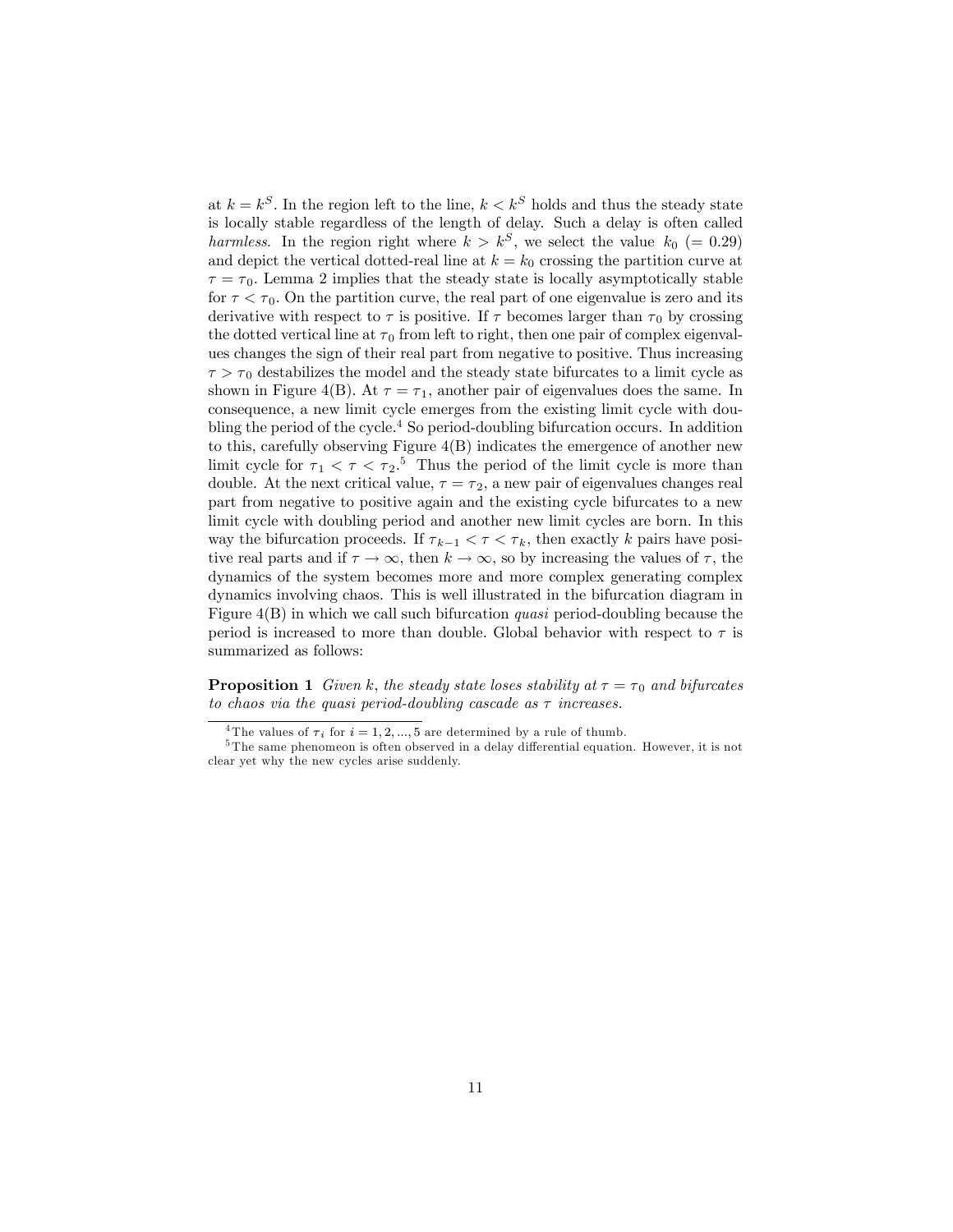at $k = k^S$. In the region left to the line, $k < k^S$ holds and thus the steady state is locally stable regardless of the length of delay. Such a delay is often called *harmless*. In the region right where $k > k^S$, we select the value $k_0$ $(= 0.29)$ and depict the vertical dotted-real line at $k = k_0$ crossing the partition curve at $\tau = \tau_0$. Lemma 2 implies that the steady state is locally asymptotically stable for $\tau < \tau_0$. On the partition curve, the real part of one eigenvalue is zero and its derivative with respect to $\tau$ is positive. If $\tau$ becomes larger than $\tau_0$ by crossing the dotted vertical line at $\tau_0$ from left to right, then one pair of complex eigenvalues changes the sign of their real part from negative to positive. Thus increasing $\tau > \tau_0$ destabilizes the model and the steady state bifurcates to a limit cycle as shown in Figure 4(B). At $\tau = \tau_1$, another pair of eigenvalues does the same. In consequence, a new limit cycle emerges from the existing limit cycle with doubling the period of the cycle.[4] So period-doubling bifurcation occurs. In addition to this, carefully observing Figure 4(B) indicates the emergence of another new limit cycle for $\tau_1 < \tau < \tau_2$.[5] Thus the period of the limit cycle is more than double. At the next critical value, $\tau = \tau_2$, a new pair of eigenvalues changes real part from negative to positive again and the existing cycle bifurcates to a new limit cycle with doubling period and another new limit cycles are born. In this way the bifurcation proceeds. If $\tau_{k-1} < \tau < \tau_k$, then exactly $k$ pairs have positive real parts and if $\tau \to \infty$, then $k \to \infty$, so by increasing the values of $\tau$, the dynamics of the system becomes more and more complex generating complex dynamics involving chaos. This is well illustrated in the bifurcation diagram in Figure 4(B) in which we call such bifurcation *quasi* period-doubling because the period is increased to more than double. Global behavior with respect to $\tau$ is summarized as follows:

**Proposition 1** *Given k, the steady state loses stability at $\tau = \tau_0$ and bifurcates to chaos via the quasi period-doubling cascade as $\tau$ increases.*

---

[4] The values of $\tau_i$ for $i = 1, 2, ..., 5$ are determined by a rule of thumb.

[5] The same phenomeon is often observed in a delay differential equation. However, it is not clear yet why the new cycles arise suddenly.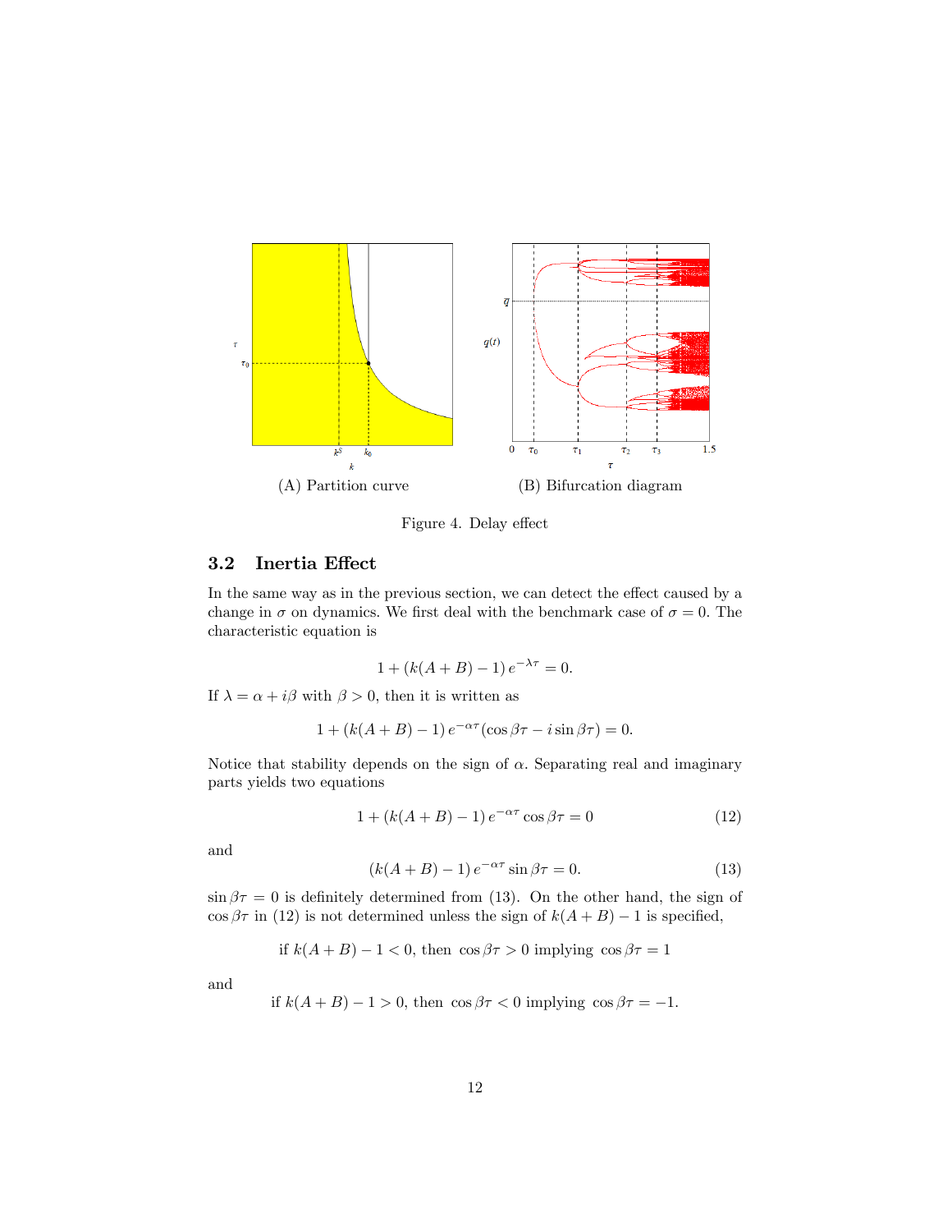τ

$\tau_0$

$k^S$

$k_0$

k

(A) Partition curve

$\overline{q}$

$q(t)$

0

$\tau_0$

$\tau_1$

$\tau_2$

$\tau_3$

1.5

τ

(B) Bifurcation diagram

Figure 4. Delay effect

## 3.2 Inertia Effect

In the same way as in the previous section, we can detect the effect caused by a change in $\sigma$ on dynamics. We first deal with the benchmark case of $\sigma = 0$. The characteristic equation is

$$1 + (k(A + B) - 1) e^{-\lambda\tau} = 0.$$

If $\lambda = \alpha + i\beta$ with $\beta > 0$, then it is written as

$$1 + (k(A + B) - 1) e^{-\alpha\tau}(\cos\beta\tau - i\sin\beta\tau) = 0.$$

Notice that stability depends on the sign of $\alpha$. Separating real and imaginary parts yields two equations

$$1 + (k(A + B) - 1) e^{-\alpha\tau}\cos\beta\tau = 0 \tag{12}$$

and

$$(k(A + B) - 1) e^{-\alpha\tau}\sin\beta\tau = 0. \tag{13}$$

$\sin\beta\tau = 0$ is definitely determined from (13). On the other hand, the sign of $\cos\beta\tau$ in (12) is not determined unless the sign of $k(A + B) - 1$ is specified,

$$\text{if } k(A + B) - 1 < 0, \text{ then } \cos\beta\tau > 0 \text{ implying } \cos\beta\tau = 1$$

and

$$\text{if } k(A + B) - 1 > 0, \text{ then } \cos\beta\tau < 0 \text{ implying } \cos\beta\tau = -1.$$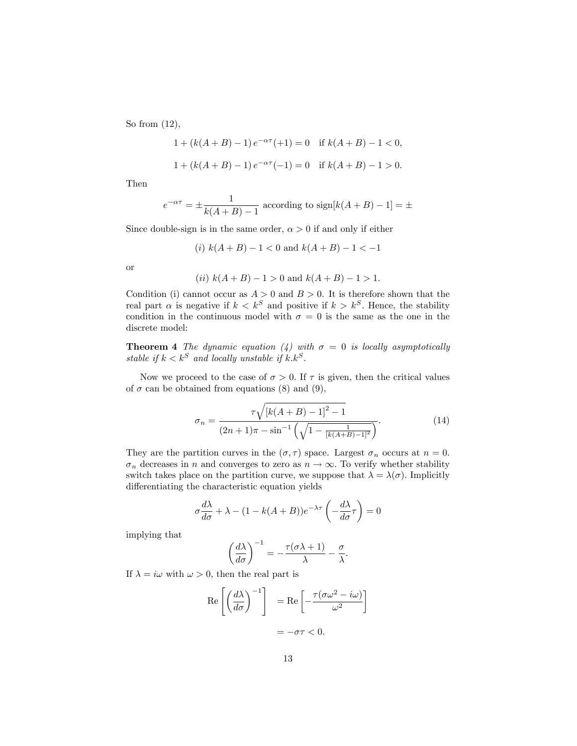So from (12),

$$1 + (k(A+B) - 1)\, e^{-\alpha\tau}(+1) = 0 \quad \text{if } k(A+B) - 1 < 0,$$

$$1 + (k(A+B) - 1)\, e^{-\alpha\tau}(-1) = 0 \quad \text{if } k(A+B) - 1 > 0.$$

Then

$$e^{-\alpha\tau} = \pm \frac{1}{k(A+B) - 1} \text{ according to sign}[k(A+B) - 1] = \pm$$

Since double-sign is in the same order, $\alpha > 0$ if and only if either

$$(i)\ k(A+B) - 1 < 0 \text{ and } k(A+B) - 1 < -1$$

or

$$(ii)\ k(A+B) - 1 > 0 \text{ and } k(A+B) - 1 > 1.$$

Condition (i) cannot occur as $A > 0$ and $B > 0$. It is therefore shown that the real part $\alpha$ is negative if $k < k^S$ and positive if $k > k^S$. Hence, the stability condition in the continuous model with $\sigma = 0$ is the same as the one in the discrete model:

**Theorem 4** *The dynamic equation (4) with $\sigma = 0$ is locally asymptotically stable if $k < k^S$ and locally unstable if $k.k^S$.*

Now we proceed to the case of $\sigma > 0$. If $\tau$ is given, then the critical values of $\sigma$ can be obtained from equations (8) and (9),

$$\sigma_n = \frac{\tau\sqrt{[k(A+B) - 1]^2 - 1}}{(2n+1)\pi - \sin^{-1}\left(\sqrt{1 - \frac{1}{[k(A+B)-1]^2}}\right)}. \tag{14}$$

They are the partition curves in the $(\sigma, \tau)$ space. Largest $\sigma_n$ occurs at $n = 0$. $\sigma_n$ decreases in $n$ and converges to zero as $n \to \infty$. To verify whether stability switch takes place on the partition curve, we suppose that $\lambda = \lambda(\sigma)$. Implicitly differentiating the characteristic equation yields

$$\sigma\frac{d\lambda}{d\sigma} + \lambda - (1 - k(A+B))e^{-\lambda\tau}\left(-\frac{d\lambda}{d\sigma}\tau\right) = 0$$

implying that

$$\left(\frac{d\lambda}{d\sigma}\right)^{-1} = -\frac{\tau(\sigma\lambda + 1)}{\lambda} - \frac{\sigma}{\lambda}.$$

If $\lambda = i\omega$ with $\omega > 0$, then the real part is

$$\begin{aligned}
\text{Re}\left[\left(\frac{d\lambda}{d\sigma}\right)^{-1}\right] &= \text{Re}\left[-\frac{\tau(\sigma\omega^2 - i\omega)}{\omega^2}\right] \\
&= -\sigma\tau < 0.
\end{aligned}$$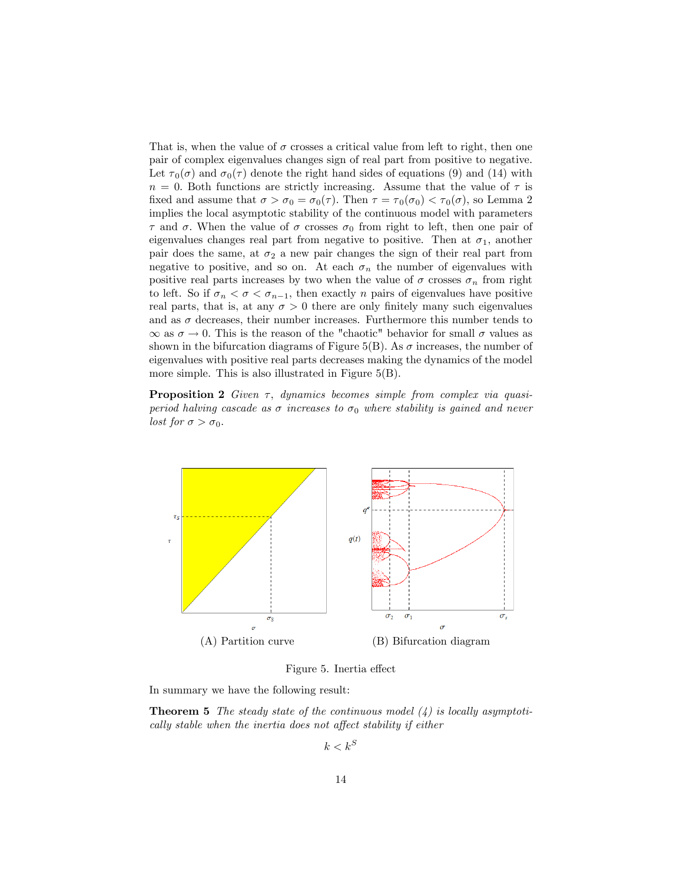That is, when the value of $\sigma$ crosses a critical value from left to right, then one pair of complex eigenvalues changes sign of real part from positive to negative. Let $\tau_0(\sigma)$ and $\sigma_0(\tau)$ denote the right hand sides of equations (9) and (14) with $n = 0$. Both functions are strictly increasing. Assume that the value of $\tau$ is fixed and assume that $\sigma > \sigma_0 = \sigma_0(\tau)$. Then $\tau = \tau_0(\sigma_0) < \tau_0(\sigma)$, so Lemma 2 implies the local asymptotic stability of the continuous model with parameters $\tau$ and $\sigma$. When the value of $\sigma$ crosses $\sigma_0$ from right to left, then one pair of eigenvalues changes real part from negative to positive. Then at $\sigma_1$, another pair does the same, at $\sigma_2$ a new pair changes the sign of their real part from negative to positive, and so on. At each $\sigma_n$ the number of eigenvalues with positive real parts increases by two when the value of $\sigma$ crosses $\sigma_n$ from right to left. So if $\sigma_n < \sigma < \sigma_{n-1}$, then exactly $n$ pairs of eigenvalues have positive real parts, that is, at any $\sigma > 0$ there are only finitely many such eigenvalues and as $\sigma$ decreases, their number increases. Furthermore this number tends to $\infty$ as $\sigma \to 0$. This is the reason of the "chaotic" behavior for small $\sigma$ values as shown in the bifurcation diagrams of Figure 5(B). As $\sigma$ increases, the number of eigenvalues with positive real parts decreases making the dynamics of the model more simple. This is also illustrated in Figure 5(B).

**Proposition 2** *Given $\tau$, dynamics becomes simple from complex via quasi-period halving cascade as $\sigma$ increases to $\sigma_0$ where stability is gained and never lost for $\sigma > \sigma_0$.*

(A) Partition curve (B) Bifurcation diagram

Figure 5. Inertia effect

In summary we have the following result:

**Theorem 5** *The steady state of the continuous model (4) is locally asymptotically stable when the inertia does not affect stability if either*

$$k < k^S$$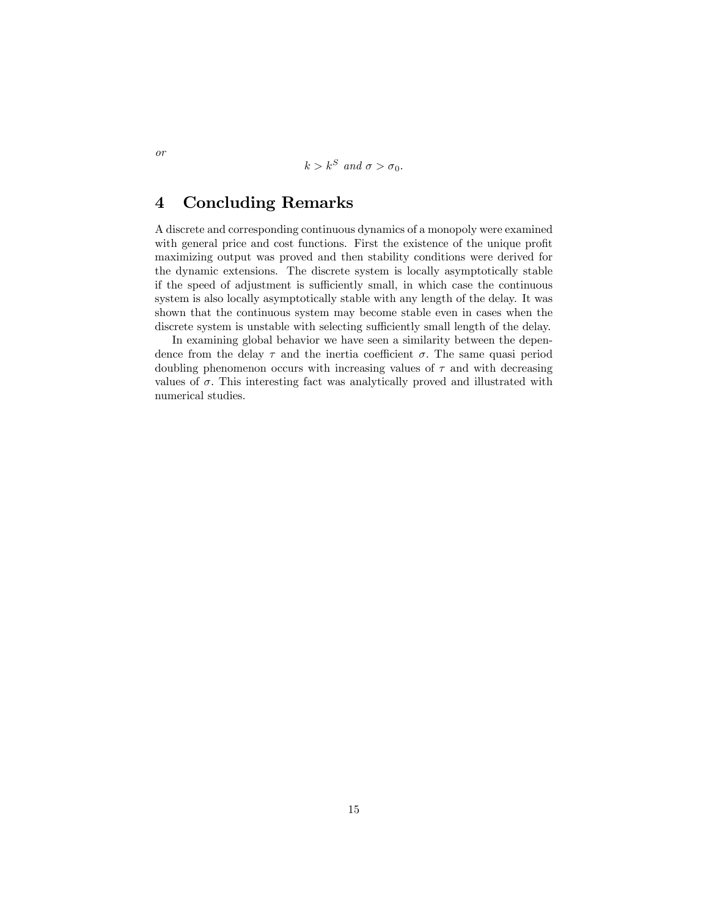*or*

$$k > k^S \text{ and } \sigma > \sigma_0.$$

# 4 Concluding Remarks

A discrete and corresponding continuous dynamics of a monopoly were examined with general price and cost functions. First the existence of the unique profit maximizing output was proved and then stability conditions were derived for the dynamic extensions. The discrete system is locally asymptotically stable if the speed of adjustment is sufficiently small, in which case the continuous system is also locally asymptotically stable with any length of the delay. It was shown that the continuous system may become stable even in cases when the discrete system is unstable with selecting sufficiently small length of the delay.

In examining global behavior we have seen a similarity between the dependence from the delay $\tau$ and the inertia coefficient $\sigma$. The same quasi period doubling phenomenon occurs with increasing values of $\tau$ and with decreasing values of $\sigma$. This interesting fact was analytically proved and illustrated with numerical studies.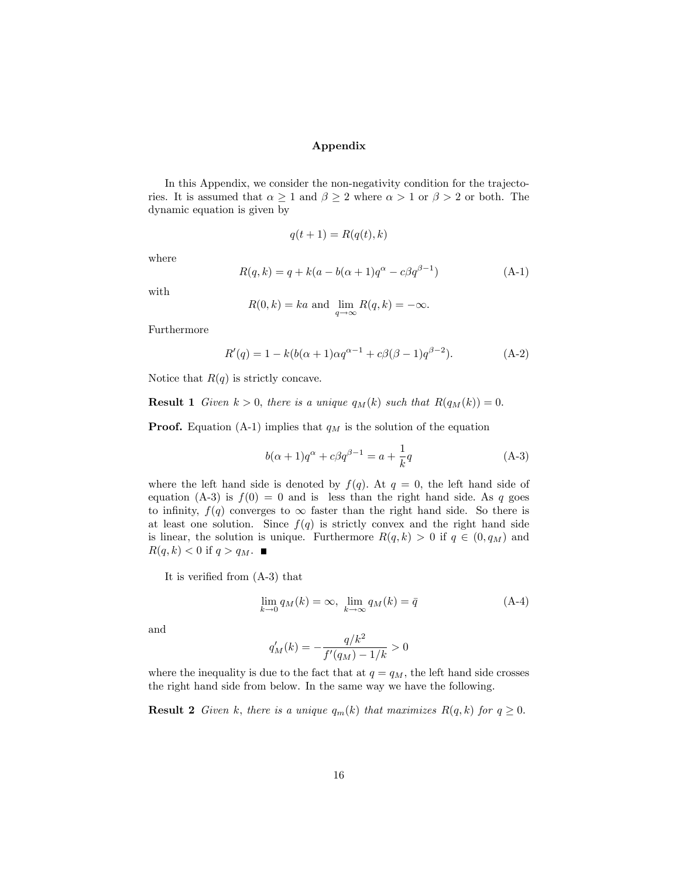## Appendix

In this Appendix, we consider the non-negativity condition for the trajectories. It is assumed that $\alpha \geq 1$ and $\beta \geq 2$ where $\alpha > 1$ or $\beta > 2$ or both. The dynamic equation is given by

$$q(t+1) = R(q(t), k)$$

where

$$R(q,k) = q + k(a - b(\alpha+1)q^{\alpha} - c\beta q^{\beta-1}) \tag{A-1}$$

with

$$R(0,k) = ka \text{ and } \lim_{q\to\infty} R(q,k) = -\infty.$$

Furthermore

$$R'(q) = 1 - k(b(\alpha+1)\alpha q^{\alpha-1} + c\beta(\beta-1)q^{\beta-2}). \tag{A-2}$$

Notice that $R(q)$ is strictly concave.

**Result 1** *Given $k > 0$, there is a unique $q_M(k)$ such that $R(q_M(k)) = 0$.*

**Proof.** Equation (A-1) implies that $q_M$ is the solution of the equation

$$b(\alpha+1)q^{\alpha} + c\beta q^{\beta-1} = a + \frac{1}{k}q \tag{A-3}$$

where the left hand side is denoted by $f(q)$. At $q = 0$, the left hand side of equation (A-3) is $f(0) = 0$ and is less than the right hand side. As $q$ goes to infinity, $f(q)$ converges to $\infty$ faster than the right hand side. So there is at least one solution. Since $f(q)$ is strictly convex and the right hand side is linear, the solution is unique. Furthermore $R(q,k) > 0$ if $q \in (0, q_M)$ and $R(q,k) < 0$ if $q > q_M$. ■

It is verified from (A-3) that

$$\lim_{k\to 0} q_M(k) = \infty, \ \lim_{k\to\infty} q_M(k) = \bar{q} \tag{A-4}$$

and

$$q_M'(k) = -\frac{q/k^2}{f'(q_M) - 1/k} > 0$$

where the inequality is due to the fact that at $q = q_M$, the left hand side crosses the right hand side from below. In the same way we have the following.

**Result 2** *Given $k$, there is a unique $q_m(k)$ that maximizes $R(q,k)$ for $q \geq 0$.*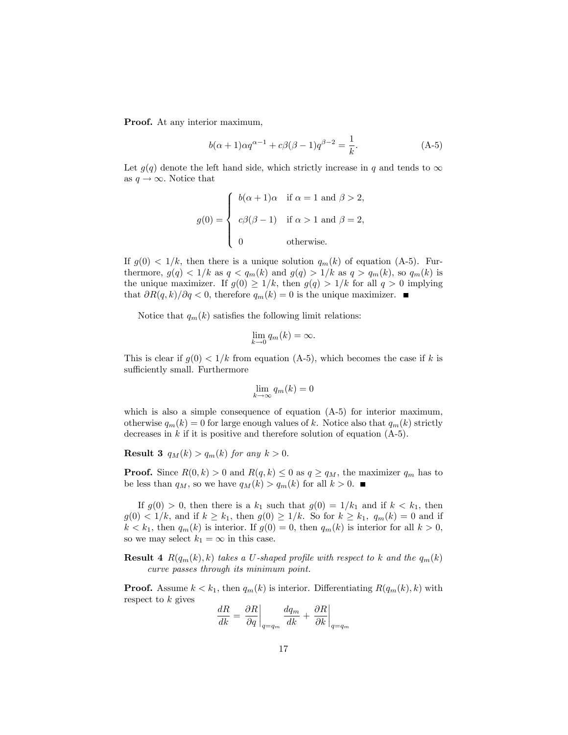**Proof.** At any interior maximum,

$$b(\alpha+1)\alpha q^{\alpha-1} + c\beta(\beta-1)q^{\beta-2} = \frac{1}{k}. \tag{A-5}$$

Let $g(q)$ denote the left hand side, which strictly increase in $q$ and tends to $\infty$ as $q \to \infty$. Notice that

$$g(0) = \begin{cases} b(\alpha+1)\alpha & \text{if } \alpha = 1 \text{ and } \beta > 2, \\ c\beta(\beta-1) & \text{if } \alpha > 1 \text{ and } \beta = 2, \\ 0 & \text{otherwise.} \end{cases}$$

If $g(0) < 1/k$, then there is a unique solution $q_m(k)$ of equation (A-5). Furthermore, $g(q) < 1/k$ as $q < q_m(k)$ and $g(q) > 1/k$ as $q > q_m(k)$, so $q_m(k)$ is the unique maximizer. If $g(0) \geq 1/k$, then $g(q) > 1/k$ for all $q > 0$ implying that $\partial R(q,k)/\partial q < 0$, therefore $q_m(k) = 0$ is the unique maximizer. ■

Notice that $q_m(k)$ satisfies the following limit relations:

$$\lim_{k \to 0} q_m(k) = \infty.$$

This is clear if $g(0) < 1/k$ from equation (A-5), which becomes the case if $k$ is sufficiently small. Furthermore

$$\lim_{k \to \infty} q_m(k) = 0$$

which is also a simple consequence of equation (A-5) for interior maximum, otherwise $q_m(k) = 0$ for large enough values of $k$. Notice also that $q_m(k)$ strictly decreases in $k$ if it is positive and therefore solution of equation (A-5).

**Result 3** *$q_M(k) > q_m(k)$ for any $k > 0$.*

**Proof.** Since $R(0,k) > 0$ and $R(q,k) \leq 0$ as $q \geq q_M$, the maximizer $q_m$ has to be less than $q_M$, so we have $q_M(k) > q_m(k)$ for all $k > 0$. ■

If $g(0) > 0$, then there is a $k_1$ such that $g(0) = 1/k_1$ and if $k < k_1$, then $g(0) < 1/k$, and if $k \geq k_1$, then $g(0) \geq 1/k$. So for $k \geq k_1$, $q_m(k) = 0$ and if $k < k_1$, then $q_m(k)$ is interior. If $g(0) = 0$, then $q_m(k)$ is interior for all $k > 0$, so we may select $k_1 = \infty$ in this case.

**Result 4** *$R(q_m(k), k)$ takes a U-shaped profile with respect to $k$ and the $q_m(k)$ curve passes through its minimum point.*

**Proof.** Assume $k < k_1$, then $q_m(k)$ is interior. Differentiating $R(q_m(k), k)$ with respect to $k$ gives

$$\frac{dR}{dk} = \left.\frac{\partial R}{\partial q}\right|_{q=q_m} \frac{dq_m}{dk} + \left.\frac{\partial R}{\partial k}\right|_{q=q_m}$$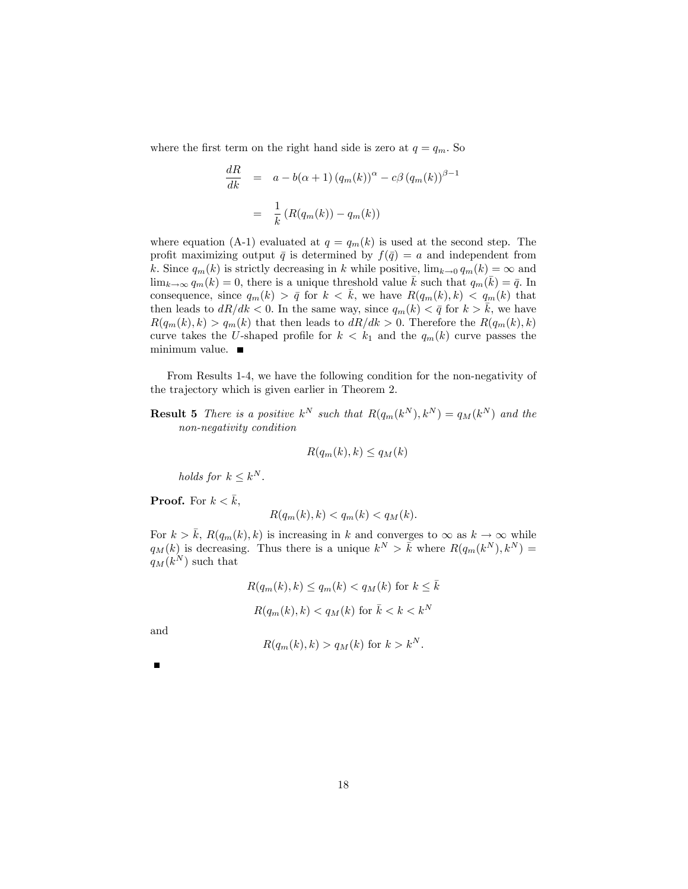where the first term on the right hand side is zero at $q = q_m$. So

$$\begin{aligned}\frac{dR}{dk} &= a - b(\alpha+1)\left(q_m(k)\right)^{\alpha} - c\beta\left(q_m(k)\right)^{\beta-1} \\ &= \frac{1}{k}\left(R(q_m(k)) - q_m(k)\right)\end{aligned}$$

where equation (A-1) evaluated at $q = q_m(k)$ is used at the second step. The profit maximizing output $\bar{q}$ is determined by $f(\bar{q}) = a$ and independent from $k$. Since $q_m(k)$ is strictly decreasing in $k$ while positive, $\lim_{k\to 0} q_m(k) = \infty$ and $\lim_{k\to\infty} q_m(k) = 0$, there is a unique threshold value $\bar{k}$ such that $q_m(\bar{k}) = \bar{q}$. In consequence, since $q_m(k) > \bar{q}$ for $k < \bar{k}$, we have $R(q_m(k), k) < q_m(k)$ that then leads to $dR/dk < 0$. In the same way, since $q_m(k) < \bar{q}$ for $k > \bar{k}$, we have $R(q_m(k), k) > q_m(k)$ that then leads to $dR/dk > 0$. Therefore the $R(q_m(k), k)$ curve takes the $U$-shaped profile for $k < k_1$ and the $q_m(k)$ curve passes the minimum value. ■

From Results 1-4, we have the following condition for the non-negativity of the trajectory which is given earlier in Theorem 2.

**Result 5** *There is a positive $k^N$ such that $R(q_m(k^N), k^N) = q_M(k^N)$ and the non-negativity condition*

$$R(q_m(k), k) \leq q_M(k)$$

*holds for $k \leq k^N$.*

**Proof.** For $k < \bar{k}$,

$$R(q_m(k), k) < q_m(k) < q_M(k).$$

For $k > \bar{k}$, $R(q_m(k), k)$ is increasing in $k$ and converges to $\infty$ as $k \to \infty$ while $q_M(k)$ is decreasing. Thus there is a unique $k^N > \bar{k}$ where $R(q_m(k^N), k^N) = q_M(k^N)$ such that

$$R(q_m(k), k) \leq q_m(k) < q_M(k) \text{ for } k \leq \bar{k}$$

$$R(q_m(k), k) < q_M(k) \text{ for } \bar{k} < k < k^N$$

and

$$R(q_m(k), k) > q_M(k) \text{ for } k > k^N.$$

■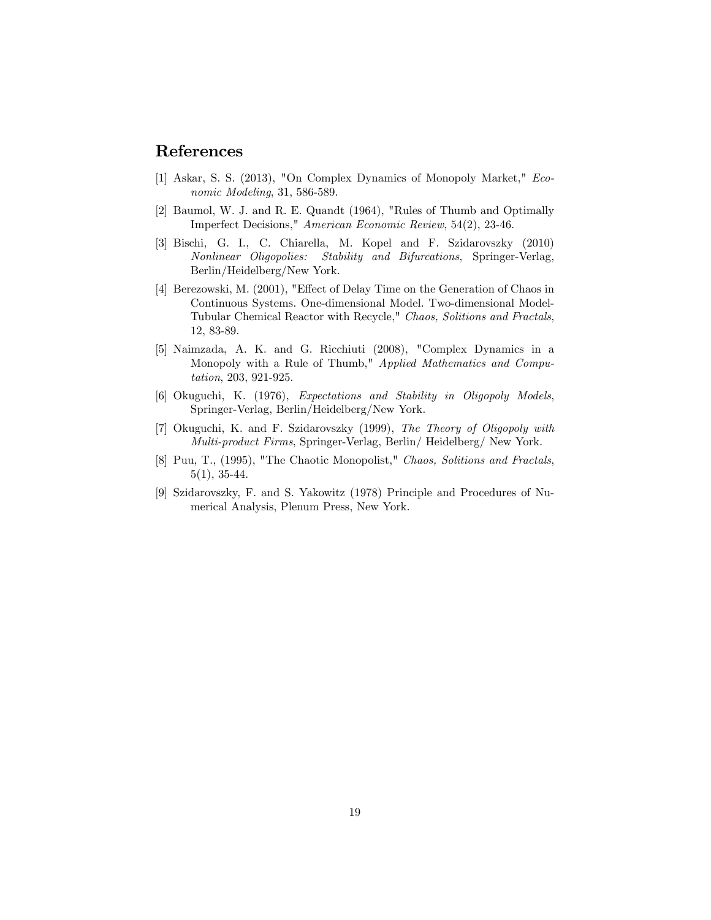## References

[1] Askar, S. S. (2013), "On Complex Dynamics of Monopoly Market," *Economic Modeling*, 31, 586-589.

[2] Baumol, W. J. and R. E. Quandt (1964), "Rules of Thumb and Optimally Imperfect Decisions," *American Economic Review*, 54(2), 23-46.

[3] Bischi, G. I., C. Chiarella, M. Kopel and F. Szidarovszky (2010) *Nonlinear Oligopolies: Stability and Bifurcations*, Springer-Verlag, Berlin/Heidelberg/New York.

[4] Berezowski, M. (2001), "Effect of Delay Time on the Generation of Chaos in Continuous Systems. One-dimensional Model. Two-dimensional Model-Tubular Chemical Reactor with Recycle," *Chaos, Solitions and Fractals*, 12, 83-89.

[5] Naimzada, A. K. and G. Ricchiuti (2008), "Complex Dynamics in a Monopoly with a Rule of Thumb," *Applied Mathematics and Computation*, 203, 921-925.

[6] Okuguchi, K. (1976), *Expectations and Stability in Oligopoly Models*, Springer-Verlag, Berlin/Heidelberg/New York.

[7] Okuguchi, K. and F. Szidarovszky (1999), *The Theory of Oligopoly with Multi-product Firms*, Springer-Verlag, Berlin/ Heidelberg/ New York.

[8] Puu, T., (1995), "The Chaotic Monopolist," *Chaos, Solitions and Fractals*, 5(1), 35-44.

[9] Szidarovszky, F. and S. Yakowitz (1978) Principle and Procedures of Numerical Analysis, Plenum Press, New York.